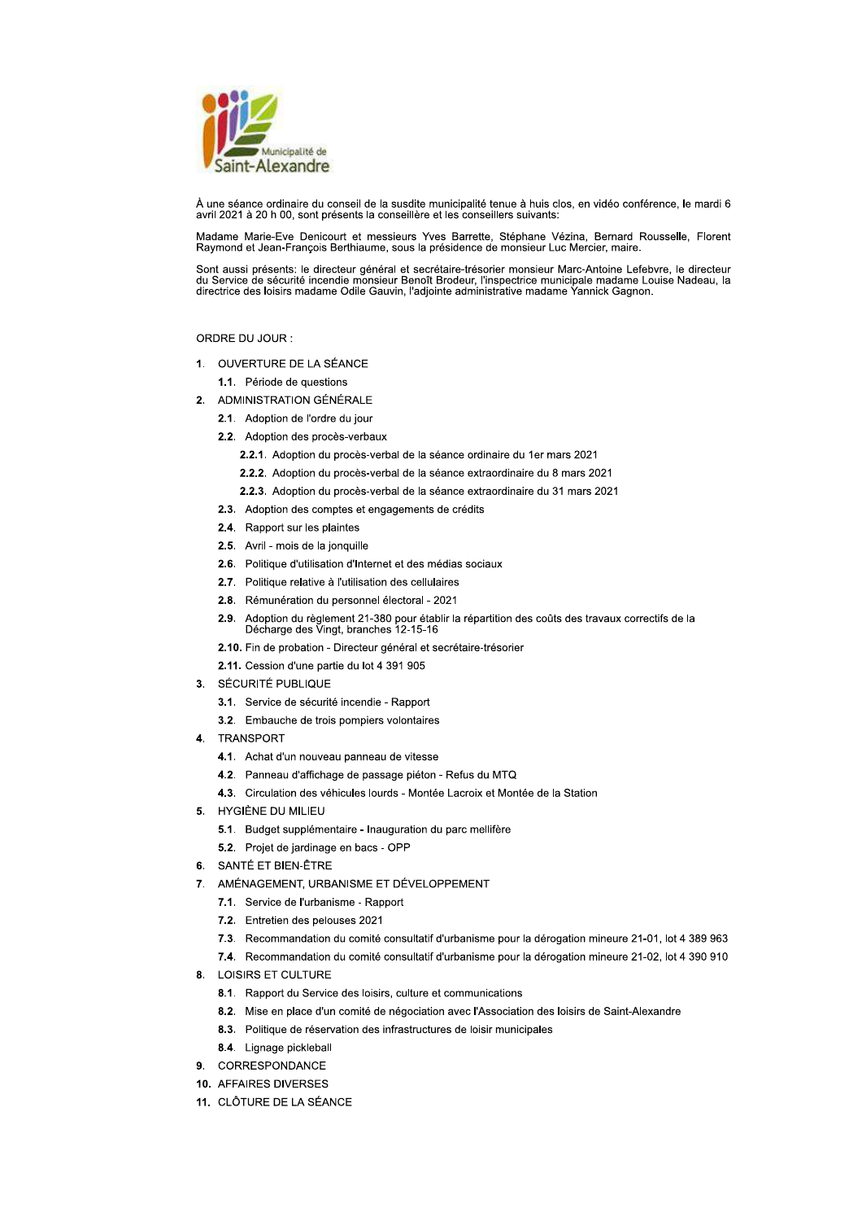Municipalité de Saint-Alexandre

À une séance ordinaire du conseil de la susdite municipalité tenue à huis clos, en vidéo conférence, le mardi 6 avril 2021 à 20 h 00, sont présents la conseillère et les conseillers suivants:

Madame Marie-Eve Denicourt et messieurs Yves Barrette, Stéphane Vézina, Bernard Rousselle, Florent Raymond et Jean-François Berthiaume, sous la présidence de monsieur Luc Mercier, maire.

Sont aussi présents: le directeur général et secrétaire-trésorier monsieur Marc-Antoine Lefebvre, le directeur du Service de sécurité incendie monsieur Benoît Brodeur, l'inspectrice municipale madame Louise Nadeau, la directrice des loisirs madame Odile Gauvin, l'adjointe administrative madame Yannick Gagnon.

ORDRE DU JOUR :

1. OUVERTURE DE LA SÉANCE
   - **1.1.** Période de questions
2. ADMINISTRATION GÉNÉRALE
   - **2.1.** Adoption de l'ordre du jour
   - **2.2.** Adoption des procès-verbaux
     - **2.2.1.** Adoption du procès-verbal de la séance ordinaire du 1er mars 2021
     - **2.2.2.** Adoption du procès-verbal de la séance extraordinaire du 8 mars 2021
     - **2.2.3.** Adoption du procès-verbal de la séance extraordinaire du 31 mars 2021
   - **2.3.** Adoption des comptes et engagements de crédits
   - **2.4.** Rapport sur les plaintes
   - **2.5.** Avril - mois de la jonquille
   - **2.6.** Politique d'utilisation d'Internet et des médias sociaux
   - **2.7.** Politique relative à l'utilisation des cellulaires
   - **2.8.** Rémunération du personnel électoral - 2021
   - **2.9.** Adoption du règlement 21-380 pour établir la répartition des coûts des travaux correctifs de la Décharge des Vingt, branches 12-15-16
   - **2.10.** Fin de probation - Directeur général et secrétaire-trésorier
   - **2.11.** Cession d'une partie du lot 4 391 905
3. SÉCURITÉ PUBLIQUE
   - **3.1.** Service de sécurité incendie - Rapport
   - **3.2.** Embauche de trois pompiers volontaires
4. TRANSPORT
   - **4.1.** Achat d'un nouveau panneau de vitesse
   - **4.2.** Panneau d'affichage de passage piéton - Refus du MTQ
   - **4.3.** Circulation des véhicules lourds - Montée Lacroix et Montée de la Station
5. HYGIÈNE DU MILIEU
   - **5.1.** Budget supplémentaire - Inauguration du parc mellifère
   - **5.2.** Projet de jardinage en bacs - OPP
6. SANTÉ ET BIEN-ÊTRE
7. AMÉNAGEMENT, URBANISME ET DÉVELOPPEMENT
   - **7.1.** Service de l'urbanisme - Rapport
   - **7.2.** Entretien des pelouses 2021
   - **7.3.** Recommandation du comité consultatif d'urbanisme pour la dérogation mineure 21-01, lot 4 389 963
   - **7.4.** Recommandation du comité consultatif d'urbanisme pour la dérogation mineure 21-02, lot 4 390 910
8. LOISIRS ET CULTURE
   - **8.1.** Rapport du Service des loisirs, culture et communications
   - **8.2.** Mise en place d'un comité de négociation avec l'Association des loisirs de Saint-Alexandre
   - **8.3.** Politique de réservation des infrastructures de loisir municipales
   - **8.4.** Lignage pickleball
9. CORRESPONDANCE
10. AFFAIRES DIVERSES
11. CLÔTURE DE LA SÉANCE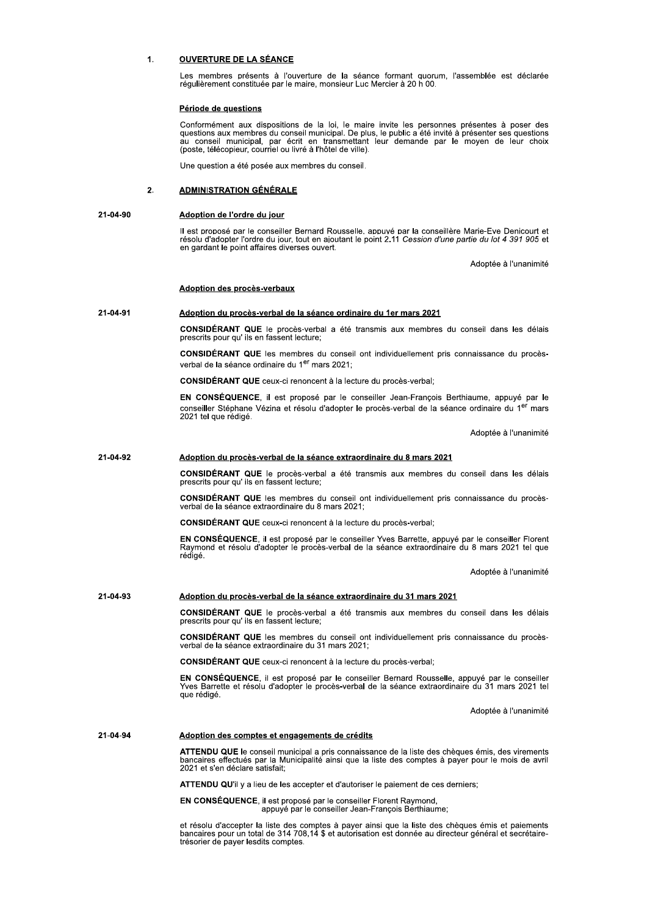## 1. OUVERTURE DE LA SÉANCE

Les membres présents à l'ouverture de la séance formant quorum, l'assemblée est déclarée régulièrement constituée par le maire, monsieur Luc Mercier à 20 h 00.

### Période de questions

Conformément aux dispositions de la loi, le maire invite les personnes présentes à poser des questions aux membres du conseil municipal. De plus, le public a été invité à présenter ses questions au conseil municipal, par écrit en transmettant leur demande par le moyen de leur choix (poste, télécopieur, courriel ou livré à l'hôtel de ville).

Une question a été posée aux membres du conseil.

## 2. ADMINISTRATION GÉNÉRALE

**21-04-90**

### Adoption de l'ordre du jour

Il est proposé par le conseiller Bernard Rousselle, appuyé par la conseillère Marie-Eve Denicourt et résolu d'adopter l'ordre du jour, tout en ajoutant le point 2.11 *Cession d'une partie du lot 4 391 905* et en gardant le point affaires diverses ouvert.

Adoptée à l'unanimité

### Adoption des procès-verbaux

**21-04-91**

### Adoption du procès-verbal de la séance ordinaire du 1er mars 2021

**CONSIDÉRANT QUE** le procès-verbal a été transmis aux membres du conseil dans les délais prescrits pour qu' ils en fassent lecture;

**CONSIDÉRANT QUE** les membres du conseil ont individuellement pris connaissance du procès-verbal de la séance ordinaire du 1er mars 2021;

**CONSIDÉRANT QUE** ceux-ci renoncent à la lecture du procès-verbal;

**EN CONSÉQUENCE**, il est proposé par le conseiller Jean-François Berthiaume, appuyé par le conseiller Stéphane Vézina et résolu d'adopter le procès-verbal de la séance ordinaire du 1er mars 2021 tel que rédigé.

Adoptée à l'unanimité

**21-04-92**

### Adoption du procès-verbal de la séance extraordinaire du 8 mars 2021

**CONSIDÉRANT QUE** le procès-verbal a été transmis aux membres du conseil dans les délais prescrits pour qu' ils en fassent lecture;

**CONSIDÉRANT QUE** les membres du conseil ont individuellement pris connaissance du procès-verbal de la séance extraordinaire du 8 mars 2021;

**CONSIDÉRANT QUE** ceux-ci renoncent à la lecture du procès-verbal;

**EN CONSÉQUENCE**, il est proposé par le conseiller Yves Barrette, appuyé par le conseiller Florent Raymond et résolu d'adopter le procès-verbal de la séance extraordinaire du 8 mars 2021 tel que rédigé.

Adoptée à l'unanimité

**21-04-93**

### Adoption du procès-verbal de la séance extraordinaire du 31 mars 2021

**CONSIDÉRANT QUE** le procès-verbal a été transmis aux membres du conseil dans les délais prescrits pour qu' ils en fassent lecture;

**CONSIDÉRANT QUE** les membres du conseil ont individuellement pris connaissance du procès-verbal de la séance extraordinaire du 31 mars 2021;

**CONSIDÉRANT QUE** ceux-ci renoncent à la lecture du procès-verbal;

**EN CONSÉQUENCE**, il est proposé par le conseiller Bernard Rousselle, appuyé par le conseiller Yves Barrette et résolu d'adopter le procès-verbal de la séance extraordinaire du 31 mars 2021 tel que rédigé.

Adoptée à l'unanimité

**21-04-94**

### Adoption des comptes et engagements de crédits

**ATTENDU QUE** le conseil municipal a pris connaissance de la liste des chèques émis, des virements bancaires effectués par la Municipalité ainsi que la liste des comptes à payer pour le mois de avril 2021 et s'en déclare satisfait;

**ATTENDU QU'**il y a lieu de les accepter et d'autoriser le paiement de ces derniers;

**EN CONSÉQUENCE**, il est proposé par le conseiller Florent Raymond,
appuyé par le conseiller Jean-François Berthiaume;

et résolu d'accepter la liste des comptes à payer ainsi que la liste des chèques émis et paiements bancaires pour un total de 314 708,14 $ et autorisation est donnée au directeur général et secrétaire-trésorier de payer lesdits comptes.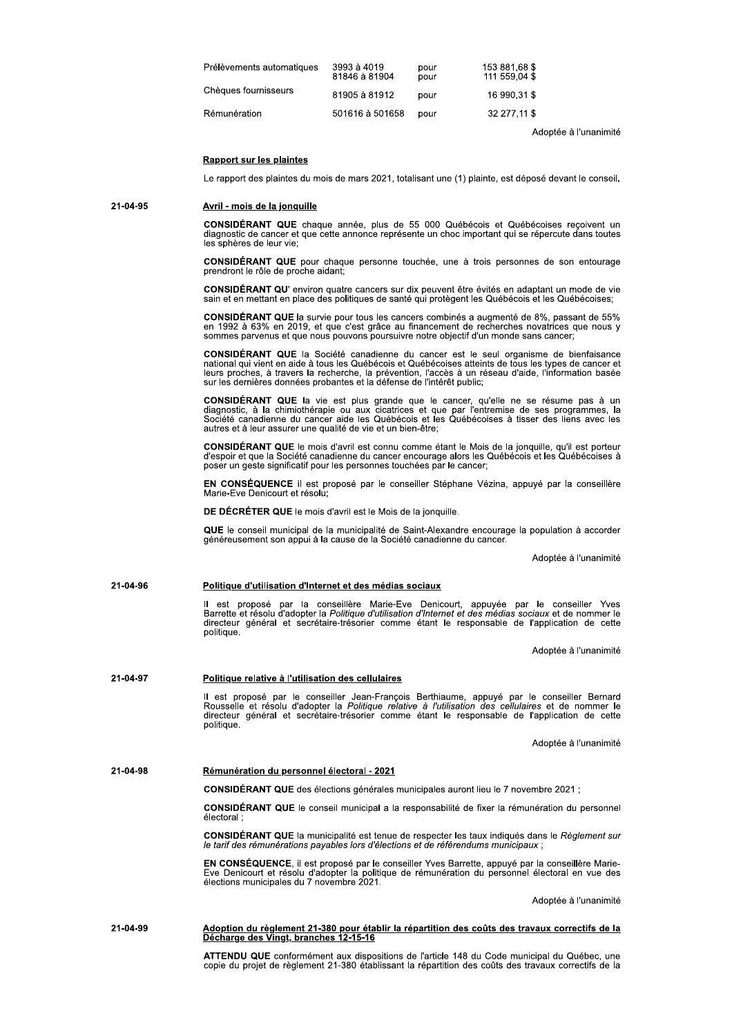| | | | |
|---|---|---|---|
| Prélèvements automatiques | 3993 à 4019<br>81846 à 81904 | pour<br>pour | 153 881,68 $<br>111 559,04 $ |
| Chèques fournisseurs | 81905 à 81912 | pour | 16 990,31 $ |
| Rémunération | 501616 à 501658 | pour | 32 277,11 $ |

Adoptée à l'unanimité

**Rapport sur les plaintes**

Le rapport des plaintes du mois de mars 2021, totalisant une (1) plainte, est déposé devant le conseil.

21-04-95 **Avril - mois de la jonquille**

**CONSIDÉRANT QUE** chaque année, plus de 55 000 Québécois et Québécoises reçoivent un diagnostic de cancer et que cette annonce représente un choc important qui se répercute dans toutes les sphères de leur vie;

**CONSIDÉRANT QUE** pour chaque personne touchée, une à trois personnes de son entourage prendront le rôle de proche aidant;

**CONSIDÉRANT QU'** environ quatre cancers sur dix peuvent être évités en adaptant un mode de vie sain et en mettant en place des politiques de santé qui protègent les Québécois et les Québécoises;

**CONSIDÉRANT QUE** la survie pour tous les cancers combinés a augmenté de 8%, passant de 55% en 1992 à 63% en 2019, et que c'est grâce au financement de recherches novatrices que nous y sommes parvenus et que nous pouvons poursuivre notre objectif d'un monde sans cancer;

**CONSIDÉRANT QUE** la Société canadienne du cancer est le seul organisme de bienfaisance national qui vient en aide à tous les Québécois et Québécoises atteints de tous les types de cancer et leurs proches, à travers la recherche, la prévention, l'accès à un réseau d'aide, l'information basée sur les dernières données probantes et la défense de l'intérêt public;

**CONSIDÉRANT QUE** la vie est plus grande que le cancer, qu'elle ne se résume pas à un diagnostic, à la chimiothérapie ou aux cicatrices et que par l'entremise de ses programmes, la Société canadienne du cancer aide les Québécois et les Québécoises à tisser des liens avec les autres et à leur assurer une qualité de vie et un bien-être;

**CONSIDÉRANT QUE** le mois d'avril est connu comme étant le Mois de la jonquille, qu'il est porteur d'espoir et que la Société canadienne du cancer encourage alors les Québécois et les Québécoises à poser un geste significatif pour les personnes touchées par le cancer;

**EN CONSÉQUENCE** il est proposé par le conseiller Stéphane Vézina, appuyé par la conseillère Marie-Eve Denicourt et résolu;

**DE DÉCRÉTER QUE** le mois d'avril est le Mois de la jonquille.

**QUE** le conseil municipal de la municipalité de Saint-Alexandre encourage la population à accorder généreusement son appui à la cause de la Société canadienne du cancer.

Adoptée à l'unanimité

21-04-96 **Politique d'utilisation d'Internet et des médias sociaux**

Il est proposé par la conseillère Marie-Eve Denicourt, appuyée par le conseiller Yves Barrette et résolu d'adopter la *Politique d'utilisation d'Internet et des médias sociaux* et de nommer le directeur général et secrétaire-trésorier comme étant le responsable de l'application de cette politique.

Adoptée à l'unanimité

21-04-97 **Politique relative à l'utilisation des cellulaires**

Il est proposé par le conseiller Jean-François Berthiaume, appuyé par le conseiller Bernard Rousselle et résolu d'adopter la *Politique relative à l'utilisation des cellulaires* et de nommer le directeur général et secrétaire-trésorier comme étant le responsable de l'application de cette politique.

Adoptée à l'unanimité

21-04-98 **Rémunération du personnel électoral - 2021**

**CONSIDÉRANT QUE** des élections générales municipales auront lieu le 7 novembre 2021 ;

**CONSIDÉRANT QUE** le conseil municipal a la responsabilité de fixer la rémunération du personnel électoral ;

**CONSIDÉRANT QUE** la municipalité est tenue de respecter les taux indiqués dans le *Règlement sur le tarif des rémunérations payables lors d'élections et de référendums municipaux* ;

**EN CONSÉQUENCE**, il est proposé par le conseiller Yves Barrette, appuyé par la conseillère Marie-Eve Denicourt et résolu d'adopter la politique de rémunération du personnel électoral en vue des élections municipales du 7 novembre 2021.

Adoptée à l'unanimité

21-04-99 **Adoption du règlement 21-380 pour établir la répartition des coûts des travaux correctifs de la Décharge des Vingt, branches 12-15-16**

**ATTENDU QUE** conformément aux dispositions de l'article 148 du Code municipal du Québec, une copie du projet de règlement 21-380 établissant la répartition des coûts des travaux correctifs de la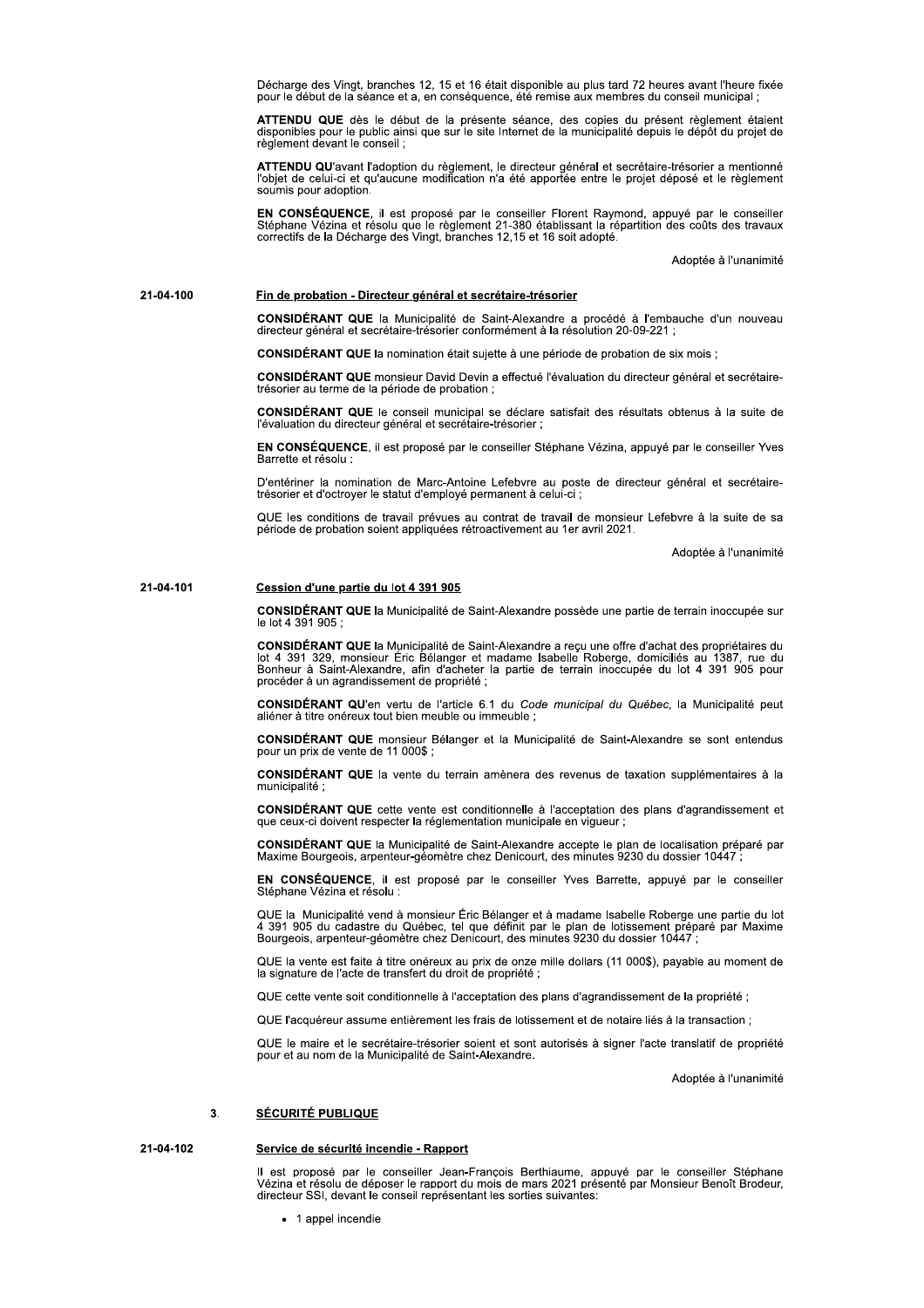Décharge des Vingt, branches 12, 15 et 16 était disponible au plus tard 72 heures avant l'heure fixée pour le début de la séance et a, en conséquence, été remise aux membres du conseil municipal ;

**ATTENDU QUE** dès le début de la présente séance, des copies du présent règlement étaient disponibles pour le public ainsi que sur le site Internet de la municipalité depuis le dépôt du projet de règlement devant le conseil ;

**ATTENDU QU**'avant l'adoption du règlement, le directeur général et secrétaire-trésorier a mentionné l'objet de celui-ci et qu'aucune modification n'a été apportée entre le projet déposé et le règlement soumis pour adoption.

**EN CONSÉQUENCE**, il est proposé par le conseiller Florent Raymond, appuyé par le conseiller Stéphane Vézina et résolu que le règlement 21-380 établissant la répartition des coûts des travaux correctifs de la Décharge des Vingt, branches 12,15 et 16 soit adopté.

Adoptée à l'unanimité

21-04-100 **Fin de probation - Directeur général et secrétaire-trésorier**

**CONSIDÉRANT QUE** la Municipalité de Saint-Alexandre a procédé à l'embauche d'un nouveau directeur général et secrétaire-trésorier conformément à la résolution 20-09-221 ;

**CONSIDÉRANT QUE** la nomination était sujette à une période de probation de six mois ;

**CONSIDÉRANT QUE** monsieur David Devin a effectué l'évaluation du directeur général et secrétaire-trésorier au terme de la période de probation ;

**CONSIDÉRANT QUE** le conseil municipal se déclare satisfait des résultats obtenus à la suite de l'évaluation du directeur général et secrétaire-trésorier ;

**EN CONSÉQUENCE**, il est proposé par le conseiller Stéphane Vézina, appuyé par le conseiller Yves Barrette et résolu :

D'entériner la nomination de Marc-Antoine Lefebvre au poste de directeur général et secrétaire-trésorier et d'octroyer le statut d'employé permanent à celui-ci ;

QUE les conditions de travail prévues au contrat de travail de monsieur Lefebvre à la suite de sa période de probation soient appliquées rétroactivement au 1er avril 2021.

Adoptée à l'unanimité

21-04-101 **Cession d'une partie du lot 4 391 905**

**CONSIDÉRANT QUE** la Municipalité de Saint-Alexandre possède une partie de terrain inoccupée sur le lot 4 391 905 ;

**CONSIDÉRANT QUE** la Municipalité de Saint-Alexandre a reçu une offre d'achat des propriétaires du lot 4 391 329, monsieur Éric Bélanger et madame Isabelle Roberge, domiciliés au 1387, rue du Bonheur à Saint-Alexandre, afin d'acheter la partie de terrain inoccupée du lot 4 391 905 pour procéder à un agrandissement de propriété ;

**CONSIDÉRANT QU**'en vertu de l'article 6.1 du *Code municipal du Québec*, la Municipalité peut aliéner à titre onéreux tout bien meuble ou immeuble ;

**CONSIDÉRANT QUE** monsieur Bélanger et la Municipalité de Saint-Alexandre se sont entendus pour un prix de vente de 11 000$ ;

**CONSIDÉRANT QUE** la vente du terrain amènera des revenus de taxation supplémentaires à la municipalité ;

**CONSIDÉRANT QUE** cette vente est conditionnelle à l'acceptation des plans d'agrandissement et que ceux-ci doivent respecter la réglementation municipale en vigueur ;

**CONSIDÉRANT QUE** la Municipalité de Saint-Alexandre accepte le plan de localisation préparé par Maxime Bourgeois, arpenteur-géomètre chez Denicourt, des minutes 9230 du dossier 10447 ;

**EN CONSÉQUENCE**, il est proposé par le conseiller Yves Barrette, appuyé par le conseiller Stéphane Vézina et résolu :

QUE la Municipalité vend à monsieur Éric Bélanger et à madame Isabelle Roberge une partie du lot 4 391 905 du cadastre du Québec, tel que définit par le plan de lotissement préparé par Maxime Bourgeois, arpenteur-géomètre chez Denicourt, des minutes 9230 du dossier 10447 ;

QUE la vente est faite à titre onéreux au prix de onze mille dollars (11 000$), payable au moment de la signature de l'acte de transfert du droit de propriété ;

QUE cette vente soit conditionnelle à l'acceptation des plans d'agrandissement de la propriété ;

QUE l'acquéreur assume entièrement les frais de lotissement et de notaire liés à la transaction ;

QUE le maire et le secrétaire-trésorier soient et sont autorisés à signer l'acte translatif de propriété pour et au nom de la Municipalité de Saint-Alexandre.

Adoptée à l'unanimité

## 3. SÉCURITÉ PUBLIQUE

21-04-102 **Service de sécurité incendie - Rapport**

Il est proposé par le conseiller Jean-François Berthiaume, appuyé par le conseiller Stéphane Vézina et résolu de déposer le rapport du mois de mars 2021 présenté par Monsieur Benoît Brodeur, directeur SSI, devant le conseil représentant les sorties suivantes:

- 1 appel incendie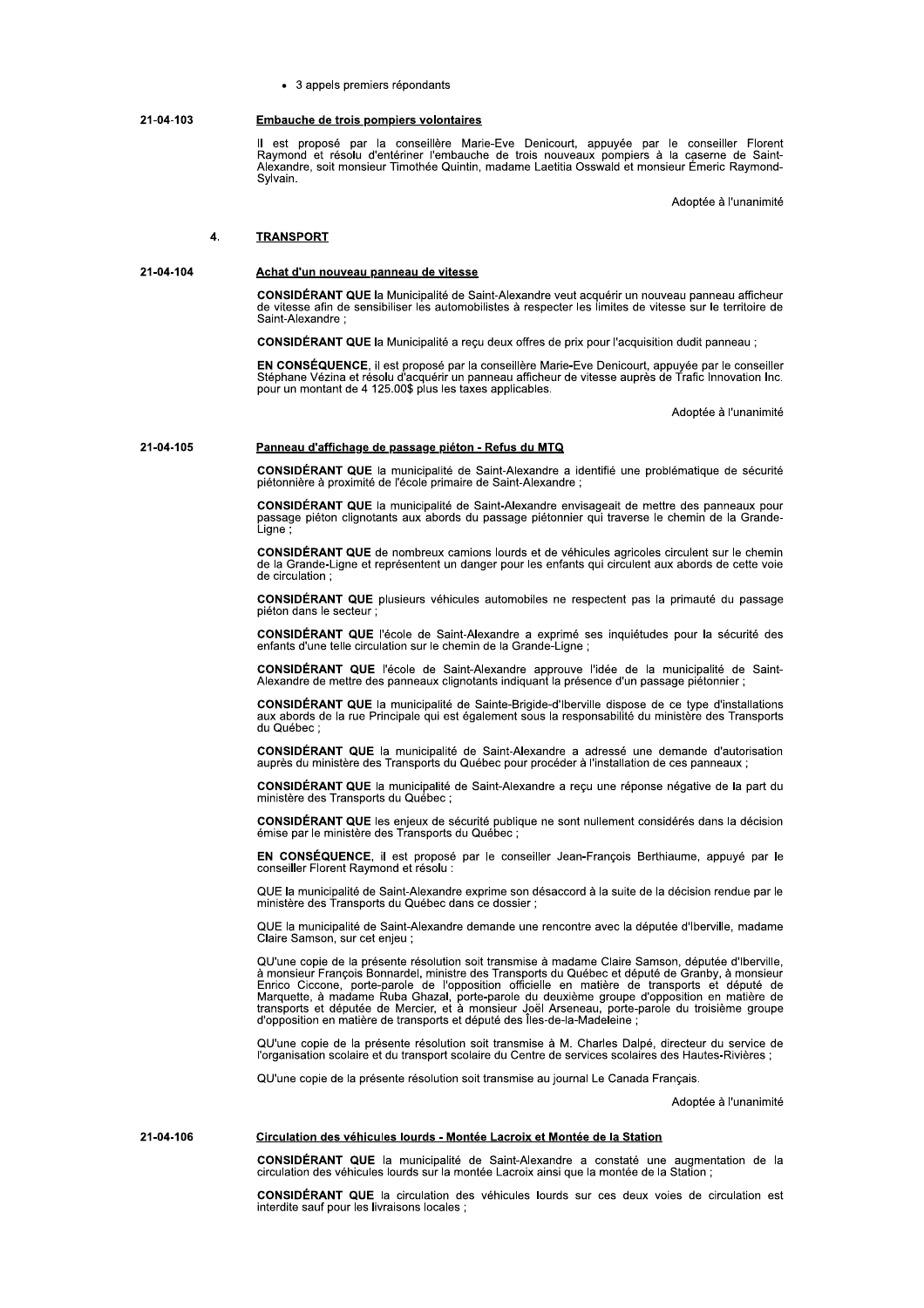- 3 appels premiers répondants

**21-04-103**

**Embauche de trois pompiers volontaires**

Il est proposé par la conseillère Marie-Eve Denicourt, appuyée par le conseiller Florent Raymond et résolu d'entériner l'embauche de trois nouveaux pompiers à la caserne de Saint-Alexandre, soit monsieur Timothée Quintin, madame Laetitia Osswald et monsieur Émeric Raymond-Sylvain.

Adoptée à l'unanimité

## 4. TRANSPORT

**21-04-104**

**Achat d'un nouveau panneau de vitesse**

**CONSIDÉRANT QUE** la Municipalité de Saint-Alexandre veut acquérir un nouveau panneau afficheur de vitesse afin de sensibiliser les automobilistes à respecter les limites de vitesse sur le territoire de Saint-Alexandre ;

**CONSIDÉRANT QUE** la Municipalité a reçu deux offres de prix pour l'acquisition dudit panneau ;

**EN CONSÉQUENCE**, il est proposé par la conseillère Marie-Eve Denicourt, appuyée par le conseiller Stéphane Vézina et résolu d'acquérir un panneau afficheur de vitesse auprès de Trafic Innovation Inc. pour un montant de 4 125.00$ plus les taxes applicables.

Adoptée à l'unanimité

**21-04-105**

**Panneau d'affichage de passage piéton - Refus du MTQ**

**CONSIDÉRANT QUE** la municipalité de Saint-Alexandre a identifié une problématique de sécurité piétonnière à proximité de l'école primaire de Saint-Alexandre ;

**CONSIDÉRANT QUE** la municipalité de Saint-Alexandre envisageait de mettre des panneaux pour passage piéton clignotants aux abords du passage piétonnier qui traverse le chemin de la Grande-Ligne ;

**CONSIDÉRANT QUE** de nombreux camions lourds et de véhicules agricoles circulent sur le chemin de la Grande-Ligne et représentent un danger pour les enfants qui circulent aux abords de cette voie de circulation ;

**CONSIDÉRANT QUE** plusieurs véhicules automobiles ne respectent pas la primauté du passage piéton dans le secteur ;

**CONSIDÉRANT QUE** l'école de Saint-Alexandre a exprimé ses inquiétudes pour la sécurité des enfants d'une telle circulation sur le chemin de la Grande-Ligne ;

**CONSIDÉRANT QUE** l'école de Saint-Alexandre approuve l'idée de la municipalité de Saint-Alexandre de mettre des panneaux clignotants indiquant la présence d'un passage piétonnier ;

**CONSIDÉRANT QUE** la municipalité de Sainte-Brigide-d'Iberville dispose de ce type d'installations aux abords de la rue Principale qui est également sous la responsabilité du ministère des Transports du Québec ;

**CONSIDÉRANT QUE** la municipalité de Saint-Alexandre a adressé une demande d'autorisation auprès du ministère des Transports du Québec pour procéder à l'installation de ces panneaux ;

**CONSIDÉRANT QUE** la municipalité de Saint-Alexandre a reçu une réponse négative de la part du ministère des Transports du Québec ;

**CONSIDÉRANT QUE** les enjeux de sécurité publique ne sont nullement considérés dans la décision émise par le ministère des Transports du Québec ;

**EN CONSÉQUENCE**, il est proposé par le conseiller Jean-François Berthiaume, appuyé par le conseiller Florent Raymond et résolu :

QUE la municipalité de Saint-Alexandre exprime son désaccord à la suite de la décision rendue par le ministère des Transports du Québec dans ce dossier ;

QUE la municipalité de Saint-Alexandre demande une rencontre avec la députée d'Iberville, madame Claire Samson, sur cet enjeu ;

QU'une copie de la présente résolution soit transmise à madame Claire Samson, députée d'Iberville, à monsieur François Bonnardel, ministre des Transports du Québec et député de Granby, à monsieur Enrico Ciccone, porte-parole de l'opposition officielle en matière de transports et député de Marquette, à madame Ruba Ghazal, porte-parole du deuxième groupe d'opposition en matière de transports et députée de Mercier, et à monsieur Joël Arseneau, porte-parole du troisième groupe d'opposition en matière de transports et député des Îles-de-la-Madeleine ;

QU'une copie de la présente résolution soit transmise à M. Charles Dalpé, directeur du service de l'organisation scolaire et du transport scolaire du Centre de services scolaires des Hautes-Rivières ;

QU'une copie de la présente résolution soit transmise au journal Le Canada Français.

Adoptée à l'unanimité

**21-04-106**

**Circulation des véhicules lourds - Montée Lacroix et Montée de la Station**

**CONSIDÉRANT QUE** la municipalité de Saint-Alexandre a constaté une augmentation de la circulation des véhicules lourds sur la montée Lacroix ainsi que la montée de la Station ;

**CONSIDÉRANT QUE** la circulation des véhicules lourds sur ces deux voies de circulation est interdite sauf pour les livraisons locales ;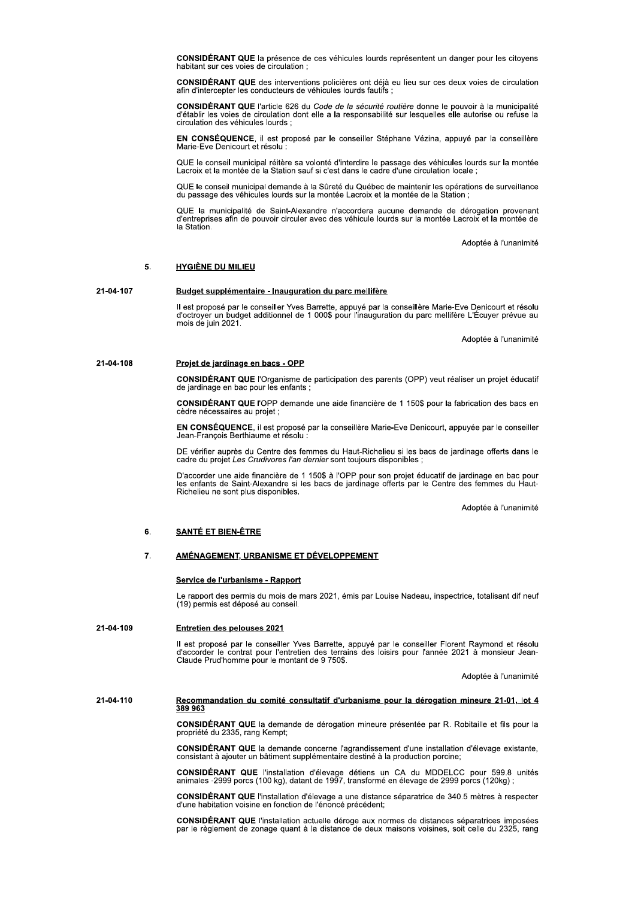**CONSIDÉRANT QUE** la présence de ces véhicules lourds représentent un danger pour les citoyens habitant sur ces voies de circulation ;

**CONSIDÉRANT QUE** des interventions policières ont déjà eu lieu sur ces deux voies de circulation afin d'intercepter les conducteurs de véhicules lourds fautifs ;

**CONSIDÉRANT QUE** l'article 626 du *Code de la sécurité routière* donne le pouvoir à la municipalité d'établir les voies de circulation dont elle a la responsabilité sur lesquelles elle autorise ou refuse la circulation des véhicules lourds ;

**EN CONSÉQUENCE**, il est proposé par le conseiller Stéphane Vézina, appuyé par la conseillère Marie-Eve Denicourt et résolu :

QUE le conseil municipal réitère sa volonté d'interdire le passage des véhicules lourds sur la montée Lacroix et la montée de la Station sauf si c'est dans le cadre d'une circulation locale ;

QUE le conseil municipal demande à la Sûreté du Québec de maintenir les opérations de surveillance du passage des véhicules lourds sur la montée Lacroix et la montée de la Station ;

QUE la municipalité de Saint-Alexandre n'accordera aucune demande de dérogation provenant d'entreprises afin de pouvoir circuler avec des véhicule lourds sur la montée Lacroix et la montée de la Station.

Adoptée à l'unanimité

## 5. HYGIÈNE DU MILIEU

**21-04-107**

### Budget supplémentaire - Inauguration du parc mellifère

Il est proposé par le conseiller Yves Barrette, appuyé par la conseillère Marie-Eve Denicourt et résolu d'octroyer un budget additionnel de 1 000$ pour l'inauguration du parc mellifère L'Écuyer prévue au mois de juin 2021.

Adoptée à l'unanimité

**21-04-108**

### Projet de jardinage en bacs - OPP

**CONSIDÉRANT QUE** l'Organisme de participation des parents (OPP) veut réaliser un projet éducatif de jardinage en bac pour les enfants ;

**CONSIDÉRANT QUE** l'OPP demande une aide financière de 1 150$ pour la fabrication des bacs en cèdre nécessaires au projet ;

**EN CONSÉQUENCE**, il est proposé par la conseillère Marie-Eve Denicourt, appuyée par le conseiller Jean-François Berthiaume et résolu :

DE vérifier auprès du Centre des femmes du Haut-Richelieu si les bacs de jardinage offerts dans le cadre du projet *Les Crudivores l'an dernier* sont toujours disponibles ;

D'accorder une aide financière de 1 150$ à l'OPP pour son projet éducatif de jardinage en bac pour les enfants de Saint-Alexandre si les bacs de jardinage offerts par le Centre des femmes du Haut-Richelieu ne sont plus disponibles.

Adoptée à l'unanimité

## 6. SANTÉ ET BIEN-ÊTRE

## 7. AMÉNAGEMENT, URBANISME ET DÉVELOPPEMENT

### Service de l'urbanisme - Rapport

Le rapport des permis du mois de mars 2021, émis par Louise Nadeau, inspectrice, totalisant dif neuf (19) permis est déposé au conseil.

**21-04-109**

### Entretien des pelouses 2021

Il est proposé par le conseiller Yves Barrette, appuyé par le conseiller Florent Raymond et résolu d'accorder le contrat pour l'entretien des terrains des loisirs pour l'année 2021 à monsieur Jean-Claude Prud'homme pour le montant de 9 750$.

Adoptée à l'unanimité

**21-04-110**

### Recommandation du comité consultatif d'urbanisme pour la dérogation mineure 21-01, lot 4 389 963

**CONSIDÉRANT QUE** la demande de dérogation mineure présentée par R. Robitaille et fils pour la propriété du 2335, rang Kempt;

**CONSIDÉRANT QUE** la demande concerne l'agrandissement d'une installation d'élevage existante, consistant à ajouter un bâtiment supplémentaire destiné à la production porcine;

**CONSIDÉRANT QUE** l'installation d'élevage détiens un CA du MDDELCC pour 599.8 unités animales -2999 porcs (100 kg), datant de 1997, transformé en élevage de 2999 porcs (120kg) ;

**CONSIDÉRANT QUE** l'installation d'élevage a une distance séparatrice de 340.5 mètres à respecter d'une habitation voisine en fonction de l'énoncé précédent;

**CONSIDÉRANT QUE** l'installation actuelle déroge aux normes de distances séparatrices imposées par le règlement de zonage quant à la distance de deux maisons voisines, soit celle du 2325, rang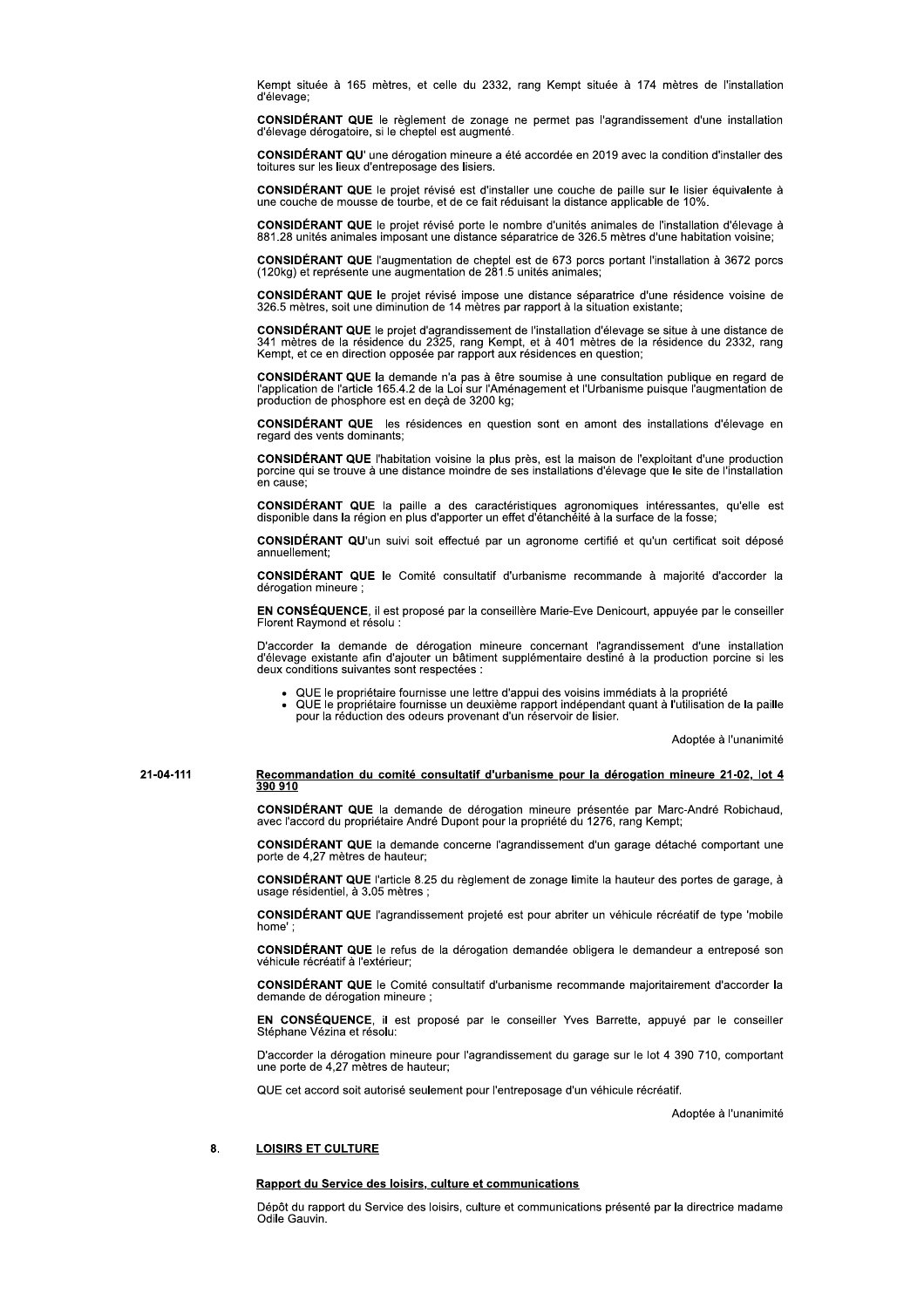Kempt située à 165 mètres, et celle du 2332, rang Kempt située à 174 mètres de l'installation d'élevage;

**CONSIDÉRANT QUE** le règlement de zonage ne permet pas l'agrandissement d'une installation d'élevage dérogatoire, si le cheptel est augmenté.

**CONSIDÉRANT QU'** une dérogation mineure a été accordée en 2019 avec la condition d'installer des toitures sur les lieux d'entreposage des lisiers.

**CONSIDÉRANT QUE** le projet révisé est d'installer une couche de paille sur le lisier équivalente à une couche de mousse de tourbe, et de ce fait réduisant la distance applicable de 10%.

**CONSIDÉRANT QUE** le projet révisé porte le nombre d'unités animales de l'installation d'élevage à 881.28 unités animales imposant une distance séparatrice de 326.5 mètres d'une habitation voisine;

**CONSIDÉRANT QUE** l'augmentation de cheptel est de 673 porcs portant l'installation à 3672 porcs (120kg) et représente une augmentation de 281.5 unités animales;

**CONSIDÉRANT QUE** le projet révisé impose une distance séparatrice d'une résidence voisine de 326.5 mètres, soit une diminution de 14 mètres par rapport à la situation existante;

**CONSIDÉRANT QUE** le projet d'agrandissement de l'installation d'élevage se situe à une distance de 341 mètres de la résidence du 2325, rang Kempt, et à 401 mètres de la résidence du 2332, rang Kempt, et ce en direction opposée par rapport aux résidences en question;

**CONSIDÉRANT QUE** la demande n'a pas à être soumise à une consultation publique en regard de l'application de l'article 165.4.2 de la Loi sur l'Aménagement et l'Urbanisme puisque l'augmentation de production de phosphore est en deçà de 3200 kg;

**CONSIDÉRANT QUE** les résidences en question sont en amont des installations d'élevage en regard des vents dominants;

**CONSIDÉRANT QUE** l'habitation voisine la plus près, est la maison de l'exploitant d'une production porcine qui se trouve à une distance moindre de ses installations d'élevage que le site de l'installation en cause;

**CONSIDÉRANT QUE** la paille a des caractéristiques agronomiques intéressantes, qu'elle est disponible dans la région en plus d'apporter un effet d'étanchéité à la surface de la fosse;

**CONSIDÉRANT QU'**un suivi soit effectué par un agronome certifié et qu'un certificat soit déposé annuellement;

**CONSIDÉRANT QUE** le Comité consultatif d'urbanisme recommande à majorité d'accorder la dérogation mineure ;

**EN CONSÉQUENCE**, il est proposé par la conseillère Marie-Eve Denicourt, appuyée par le conseiller Florent Raymond et résolu :

D'accorder la demande de dérogation mineure concernant l'agrandissement d'une installation d'élevage existante afin d'ajouter un bâtiment supplémentaire destiné à la production porcine si les deux conditions suivantes sont respectées :

- QUE le propriétaire fournisse une lettre d'appui des voisins immédiats à la propriété
- QUE le propriétaire fournisse un deuxième rapport indépendant quant à l'utilisation de la paille pour la réduction des odeurs provenant d'un réservoir de lisier.

Adoptée à l'unanimité

**21-04-111** **Recommandation du comité consultatif d'urbanisme pour la dérogation mineure 21-02, lot 4 390 910**

**CONSIDÉRANT QUE** la demande de dérogation mineure présentée par Marc-André Robichaud, avec l'accord du propriétaire André Dupont pour la propriété du 1276, rang Kempt;

**CONSIDÉRANT QUE** la demande concerne l'agrandissement d'un garage détaché comportant une porte de 4,27 mètres de hauteur;

**CONSIDÉRANT QUE** l'article 8.25 du règlement de zonage limite la hauteur des portes de garage, à usage résidentiel, à 3.05 mètres ;

**CONSIDÉRANT QUE** l'agrandissement projeté est pour abriter un véhicule récréatif de type 'mobile home' ;

**CONSIDÉRANT QUE** le refus de la dérogation demandée obligera le demandeur a entreposé son véhicule récréatif à l'extérieur;

**CONSIDÉRANT QUE** le Comité consultatif d'urbanisme recommande majoritairement d'accorder la demande de dérogation mineure ;

**EN CONSÉQUENCE**, il est proposé par le conseiller Yves Barrette, appuyé par le conseiller Stéphane Vézina et résolu:

D'accorder la dérogation mineure pour l'agrandissement du garage sur le lot 4 390 710, comportant une porte de 4,27 mètres de hauteur;

QUE cet accord soit autorisé seulement pour l'entreposage d'un véhicule récréatif.

Adoptée à l'unanimité

## 8. LOISIRS ET CULTURE

### Rapport du Service des loisirs, culture et communications

Dépôt du rapport du Service des loisirs, culture et communications présenté par la directrice madame Odile Gauvin.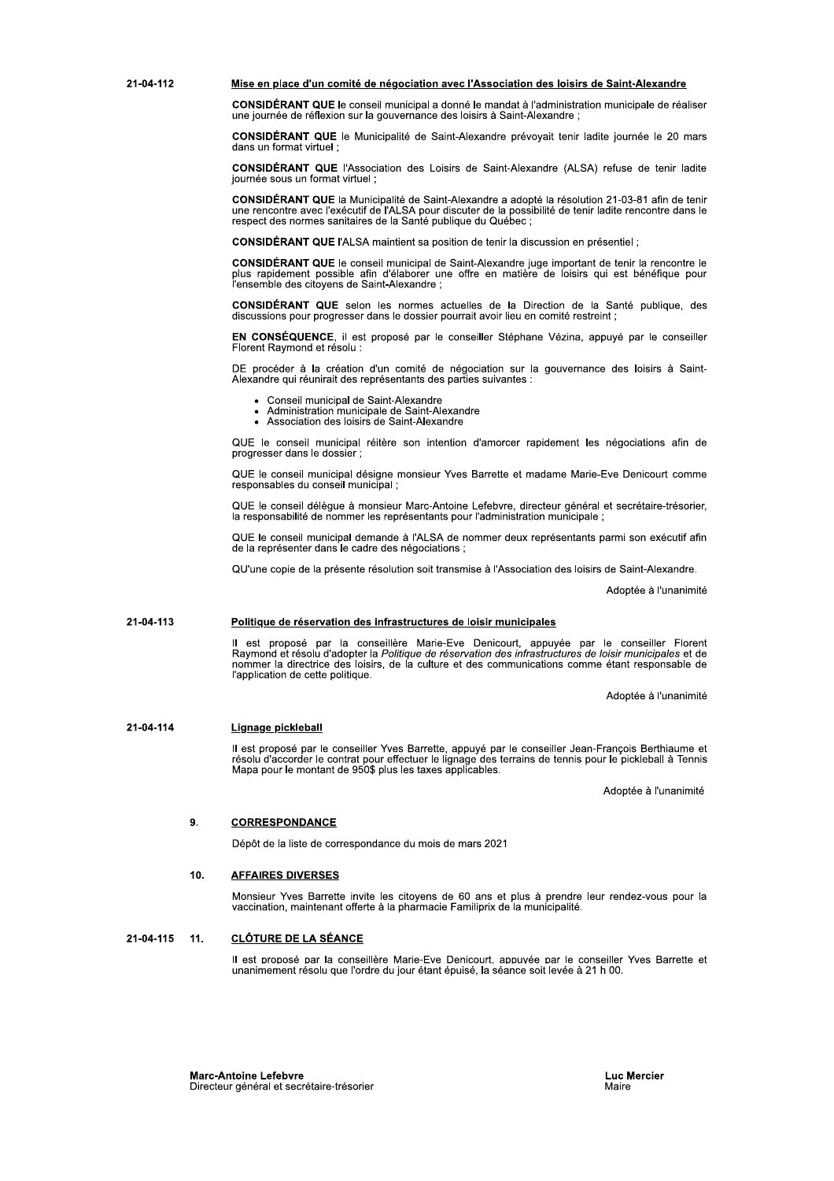**21-04-112** **Mise en place d'un comité de négociation avec l'Association des loisirs de Saint-Alexandre**

**CONSIDÉRANT QUE** le conseil municipal a donné le mandat à l'administration municipale de réaliser une journée de réflexion sur la gouvernance des loisirs à Saint-Alexandre ;

**CONSIDÉRANT QUE** le Municipalité de Saint-Alexandre prévoyait tenir ladite journée le 20 mars dans un format virtuel ;

**CONSIDÉRANT QUE** l'Association des Loisirs de Saint-Alexandre (ALSA) refuse de tenir ladite journée sous un format virtuel ;

**CONSIDÉRANT QUE** la Municipalité de Saint-Alexandre a adopté la résolution 21-03-81 afin de tenir une rencontre avec l'exécutif de l'ALSA pour discuter de la possibilité de tenir ladite rencontre dans le respect des normes sanitaires de la Santé publique du Québec ;

**CONSIDÉRANT QUE** l'ALSA maintient sa position de tenir la discussion en présentiel ;

**CONSIDÉRANT QUE** le conseil municipal de Saint-Alexandre juge important de tenir la rencontre le plus rapidement possible afin d'élaborer une offre en matière de loisirs qui est bénéfique pour l'ensemble des citoyens de Saint-Alexandre ;

**CONSIDÉRANT QUE** selon les normes actuelles de la Direction de la Santé publique, des discussions pour progresser dans le dossier pourrait avoir lieu en comité restreint ;

**EN CONSÉQUENCE**, il est proposé par le conseiller Stéphane Vézina, appuyé par le conseiller Florent Raymond et résolu :

DE procéder à la création d'un comité de négociation sur la gouvernance des loisirs à Saint-Alexandre qui réunirait des représentants des parties suivantes :

- Conseil municipal de Saint-Alexandre
- Administration municipale de Saint-Alexandre
- Association des loisirs de Saint-Alexandre

QUE le conseil municipal réitère son intention d'amorcer rapidement les négociations afin de progresser dans le dossier ;

QUE le conseil municipal désigne monsieur Yves Barrette et madame Marie-Eve Denicourt comme responsables du conseil municipal ;

QUE le conseil délègue à monsieur Marc-Antoine Lefebvre, directeur général et secrétaire-trésorier, la responsabilité de nommer les représentants pour l'administration municipale ;

QUE le conseil municipal demande à l'ALSA de nommer deux représentants parmi son exécutif afin de la représenter dans le cadre des négociations ;

QU'une copie de la présente résolution soit transmise à l'Association des loisirs de Saint-Alexandre.

Adoptée à l'unanimité

**21-04-113** **Politique de réservation des infrastructures de loisir municipales**

Il est proposé par la conseillère Marie-Eve Denicourt, appuyée par le conseiller Florent Raymond et résolu d'adopter la *Politique de réservation des infrastructures de loisir municipales* et de nommer la directrice des loisirs, de la culture et des communications comme étant responsable de l'application de cette politique.

Adoptée à l'unanimité

**21-04-114** **Lignage pickleball**

Il est proposé par le conseiller Yves Barrette, appuyé par le conseiller Jean-François Berthiaume et résolu d'accorder le contrat pour effectuer le lignage des terrains de tennis pour le pickleball à Tennis Mapa pour le montant de 950$ plus les taxes applicables.

Adoptée à l'unanimité

**9. CORRESPONDANCE**

Dépôt de la liste de correspondance du mois de mars 2021

**10. AFFAIRES DIVERSES**

Monsieur Yves Barrette invite les citoyens de 60 ans et plus à prendre leur rendez-vous pour la vaccination, maintenant offerte à la pharmacie Familiprix de la municipalité.

**21-04-115** **11. CLÔTURE DE LA SÉANCE**

Il est proposé par la conseillère Marie-Eve Denicourt, appuyée par le conseiller Yves Barrette et unanimement résolu que l'ordre du jour étant épuisé, la séance soit levée à 21 h 00.

**Marc-Antoine Lefebvre**
Directeur général et secrétaire-trésorier

**Luc Mercier**
Maire